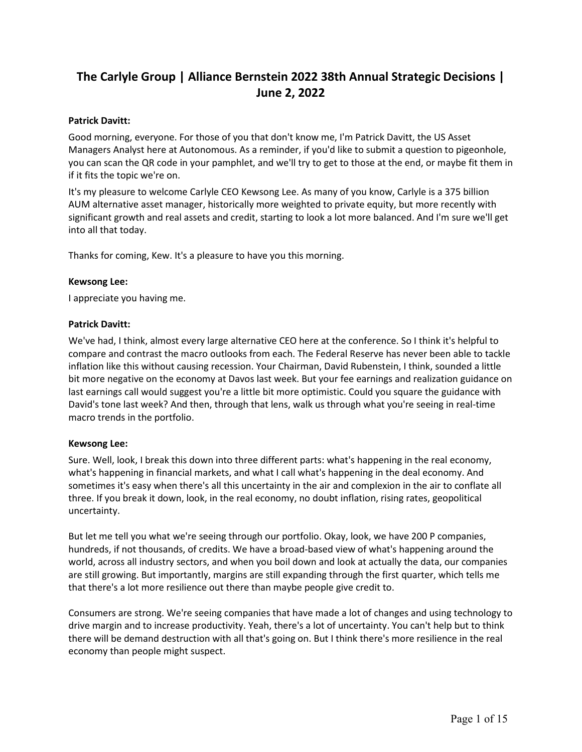# The Carlyle Group | Alliance Bernstein 2022 38th Annual Strategic Decisions | June 2, 2022

**Patrick Davitt:**

Good morning, everyone. For those of you that don't know me, I'm Patrick Davitt, the US Asset Managers Analyst here at Autonomous. As a reminder, if you'd like to submit a question to pigeonhole, you can scan the QR code in your pamphlet, and we'll try to get to those at the end, or maybe fit them in if it fits the topic we're on.

It's my pleasure to welcome Carlyle CEO Kewsong Lee. As many of you know, Carlyle is a 375 billion AUM alternative asset manager, historically more weighted to private equity, but more recently with significant growth and real assets and credit, starting to look a lot more balanced. And I'm sure we'll get into all that today.

Thanks for coming, Kew. It's a pleasure to have you this morning.

**Kewsong Lee:**

I appreciate you having me.

**Patrick Davitt:**

We've had, I think, almost every large alternative CEO here at the conference. So I think it's helpful to compare and contrast the macro outlooks from each. The Federal Reserve has never been able to tackle inflation like this without causing recession. Your Chairman, David Rubenstein, I think, sounded a little bit more negative on the economy at Davos last week. But your fee earnings and realization guidance on last earnings call would suggest you're a little bit more optimistic. Could you square the guidance with David's tone last week? And then, through that lens, walk us through what you're seeing in real-time macro trends in the portfolio.

**Kewsong Lee:**

Sure. Well, look, I break this down into three different parts: what's happening in the real economy, what's happening in financial markets, and what I call what's happening in the deal economy. And sometimes it's easy when there's all this uncertainty in the air and complexion in the air to conflate all three. If you break it down, look, in the real economy, no doubt inflation, rising rates, geopolitical uncertainty.

But let me tell you what we're seeing through our portfolio. Okay, look, we have 200 P companies, hundreds, if not thousands, of credits. We have a broad-based view of what's happening around the world, across all industry sectors, and when you boil down and look at actually the data, our companies are still growing. But importantly, margins are still expanding through the first quarter, which tells me that there's a lot more resilience out there than maybe people give credit to.

Consumers are strong. We're seeing companies that have made a lot of changes and using technology to drive margin and to increase productivity. Yeah, there's a lot of uncertainty. You can't help but to think there will be demand destruction with all that's going on. But I think there's more resilience in the real economy than people might suspect.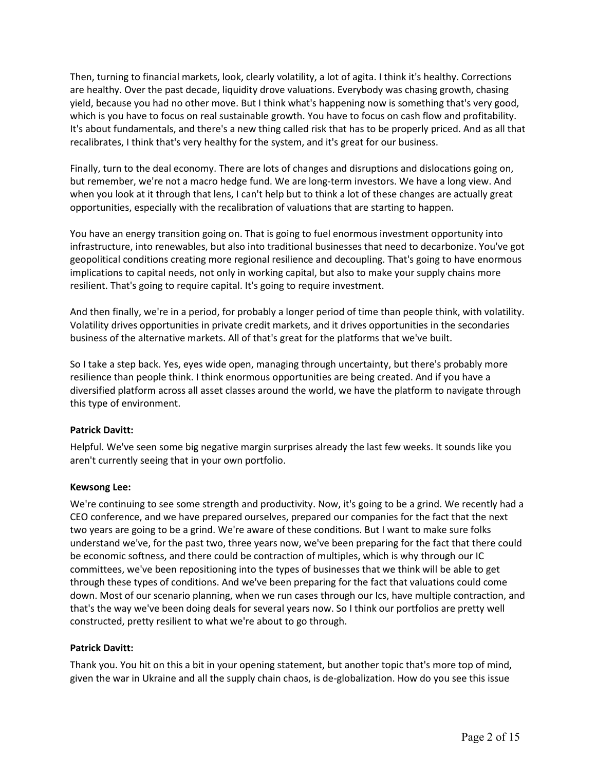Then, turning to financial markets, look, clearly volatility, a lot of agita. I think it's healthy. Corrections are healthy. Over the past decade, liquidity drove valuations. Everybody was chasing growth, chasing yield, because you had no other move. But I think what's happening now is something that's very good, which is you have to focus on real sustainable growth. You have to focus on cash flow and profitability. It's about fundamentals, and there's a new thing called risk that has to be properly priced. And as all that recalibrates, I think that's very healthy for the system, and it's great for our business.

Finally, turn to the deal economy. There are lots of changes and disruptions and dislocations going on, but remember, we're not a macro hedge fund. We are long-term investors. We have a long view. And when you look at it through that lens, I can't help but to think a lot of these changes are actually great opportunities, especially with the recalibration of valuations that are starting to happen.

You have an energy transition going on. That is going to fuel enormous investment opportunity into infrastructure, into renewables, but also into traditional businesses that need to decarbonize. You've got geopolitical conditions creating more regional resilience and decoupling. That's going to have enormous implications to capital needs, not only in working capital, but also to make your supply chains more resilient. That's going to require capital. It's going to require investment.

And then finally, we're in a period, for probably a longer period of time than people think, with volatility. Volatility drives opportunities in private credit markets, and it drives opportunities in the secondaries business of the alternative markets. All of that's great for the platforms that we've built.

So I take a step back. Yes, eyes wide open, managing through uncertainty, but there's probably more resilience than people think. I think enormous opportunities are being created. And if you have a diversified platform across all asset classes around the world, we have the platform to navigate through this type of environment.

**Patrick Davitt:**

Helpful. We've seen some big negative margin surprises already the last few weeks. It sounds like you aren't currently seeing that in your own portfolio.

**Kewsong Lee:**

We're continuing to see some strength and productivity. Now, it's going to be a grind. We recently had a CEO conference, and we have prepared ourselves, prepared our companies for the fact that the next two years are going to be a grind. We're aware of these conditions. But I want to make sure folks understand we've, for the past two, three years now, we've been preparing for the fact that there could be economic softness, and there could be contraction of multiples, which is why through our IC committees, we've been repositioning into the types of businesses that we think will be able to get through these types of conditions. And we've been preparing for the fact that valuations could come down. Most of our scenario planning, when we run cases through our Ics, have multiple contraction, and that's the way we've been doing deals for several years now. So I think our portfolios are pretty well constructed, pretty resilient to what we're about to go through.

**Patrick Davitt:**

Thank you. You hit on this a bit in your opening statement, but another topic that's more top of mind, given the war in Ukraine and all the supply chain chaos, is de-globalization. How do you see this issue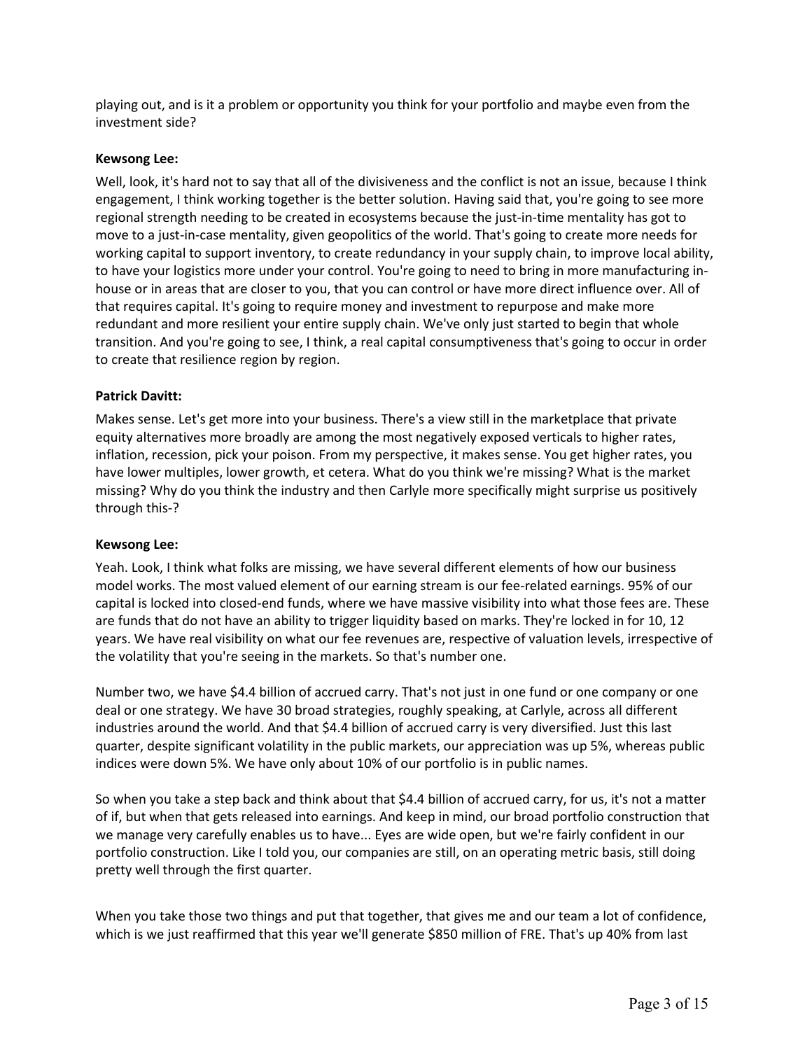playing out, and is it a problem or opportunity you think for your portfolio and maybe even from the investment side?

**Kewsong Lee:**

Well, look, it's hard not to say that all of the divisiveness and the conflict is not an issue, because I think engagement, I think working together is the better solution. Having said that, you're going to see more regional strength needing to be created in ecosystems because the just-in-time mentality has got to move to a just-in-case mentality, given geopolitics of the world. That's going to create more needs for working capital to support inventory, to create redundancy in your supply chain, to improve local ability, to have your logistics more under your control. You're going to need to bring in more manufacturing in-house or in areas that are closer to you, that you can control or have more direct influence over. All of that requires capital. It's going to require money and investment to repurpose and make more redundant and more resilient your entire supply chain. We've only just started to begin that whole transition. And you're going to see, I think, a real capital consumptiveness that's going to occur in order to create that resilience region by region.

**Patrick Davitt:**

Makes sense. Let's get more into your business. There's a view still in the marketplace that private equity alternatives more broadly are among the most negatively exposed verticals to higher rates, inflation, recession, pick your poison. From my perspective, it makes sense. You get higher rates, you have lower multiples, lower growth, et cetera. What do you think we're missing? What is the market missing? Why do you think the industry and then Carlyle more specifically might surprise us positively through this-?

**Kewsong Lee:**

Yeah. Look, I think what folks are missing, we have several different elements of how our business model works. The most valued element of our earning stream is our fee-related earnings. 95% of our capital is locked into closed-end funds, where we have massive visibility into what those fees are. These are funds that do not have an ability to trigger liquidity based on marks. They're locked in for 10, 12 years. We have real visibility on what our fee revenues are, respective of valuation levels, irrespective of the volatility that you're seeing in the markets. So that's number one.

Number two, we have $4.4 billion of accrued carry. That's not just in one fund or one company or one deal or one strategy. We have 30 broad strategies, roughly speaking, at Carlyle, across all different industries around the world. And that $4.4 billion of accrued carry is very diversified. Just this last quarter, despite significant volatility in the public markets, our appreciation was up 5%, whereas public indices were down 5%. We have only about 10% of our portfolio is in public names.

So when you take a step back and think about that $4.4 billion of accrued carry, for us, it's not a matter of if, but when that gets released into earnings. And keep in mind, our broad portfolio construction that we manage very carefully enables us to have... Eyes are wide open, but we're fairly confident in our portfolio construction. Like I told you, our companies are still, on an operating metric basis, still doing pretty well through the first quarter.

When you take those two things and put that together, that gives me and our team a lot of confidence, which is we just reaffirmed that this year we'll generate $850 million of FRE. That's up 40% from last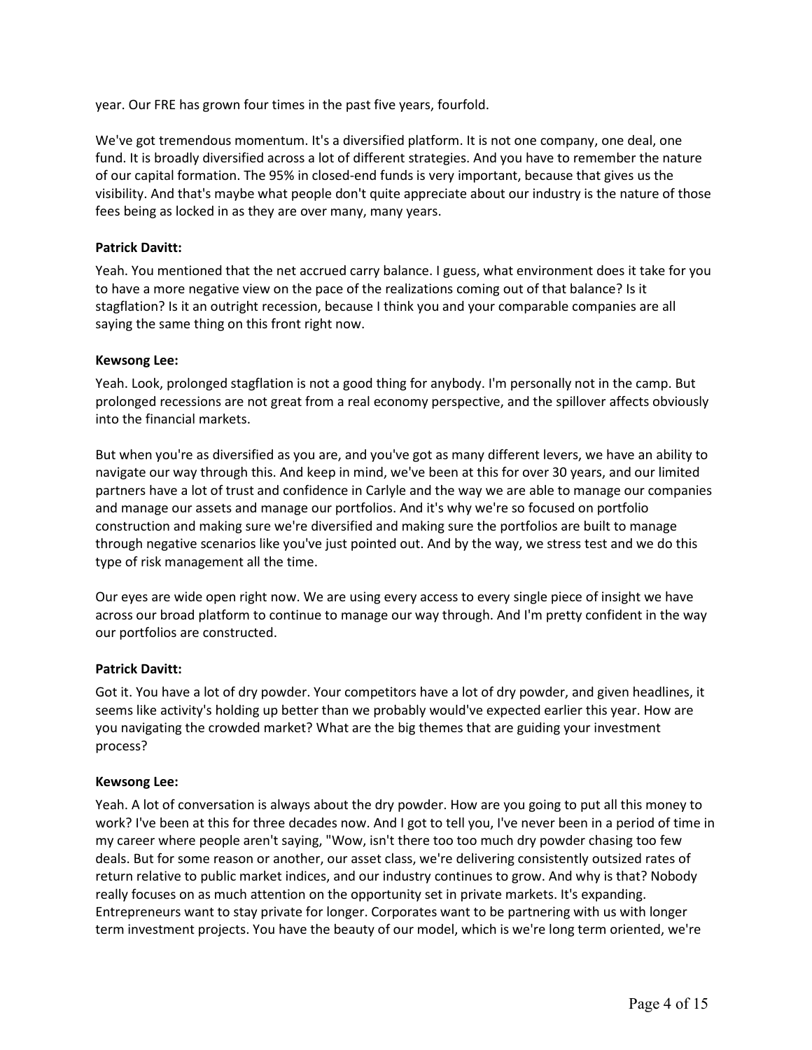year. Our FRE has grown four times in the past five years, fourfold.

We've got tremendous momentum. It's a diversified platform. It is not one company, one deal, one fund. It is broadly diversified across a lot of different strategies. And you have to remember the nature of our capital formation. The 95% in closed-end funds is very important, because that gives us the visibility. And that's maybe what people don't quite appreciate about our industry is the nature of those fees being as locked in as they are over many, many years.

**Patrick Davitt:**

Yeah. You mentioned that the net accrued carry balance. I guess, what environment does it take for you to have a more negative view on the pace of the realizations coming out of that balance? Is it stagflation? Is it an outright recession, because I think you and your comparable companies are all saying the same thing on this front right now.

**Kewsong Lee:**

Yeah. Look, prolonged stagflation is not a good thing for anybody. I'm personally not in the camp. But prolonged recessions are not great from a real economy perspective, and the spillover affects obviously into the financial markets.

But when you're as diversified as you are, and you've got as many different levers, we have an ability to navigate our way through this. And keep in mind, we've been at this for over 30 years, and our limited partners have a lot of trust and confidence in Carlyle and the way we are able to manage our companies and manage our assets and manage our portfolios. And it's why we're so focused on portfolio construction and making sure we're diversified and making sure the portfolios are built to manage through negative scenarios like you've just pointed out. And by the way, we stress test and we do this type of risk management all the time.

Our eyes are wide open right now. We are using every access to every single piece of insight we have across our broad platform to continue to manage our way through. And I'm pretty confident in the way our portfolios are constructed.

**Patrick Davitt:**

Got it. You have a lot of dry powder. Your competitors have a lot of dry powder, and given headlines, it seems like activity's holding up better than we probably would've expected earlier this year. How are you navigating the crowded market? What are the big themes that are guiding your investment process?

**Kewsong Lee:**

Yeah. A lot of conversation is always about the dry powder. How are you going to put all this money to work? I've been at this for three decades now. And I got to tell you, I've never been in a period of time in my career where people aren't saying, "Wow, isn't there too too much dry powder chasing too few deals. But for some reason or another, our asset class, we're delivering consistently outsized rates of return relative to public market indices, and our industry continues to grow. And why is that? Nobody really focuses on as much attention on the opportunity set in private markets. It's expanding. Entrepreneurs want to stay private for longer. Corporates want to be partnering with us with longer term investment projects. You have the beauty of our model, which is we're long term oriented, we're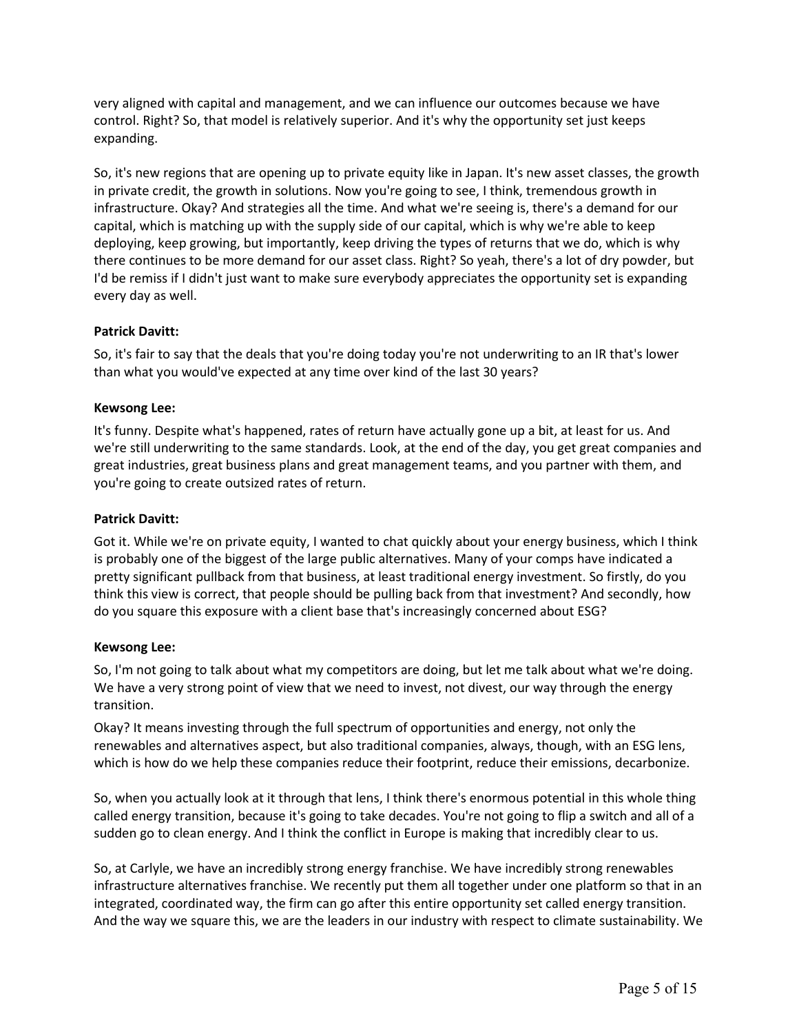very aligned with capital and management, and we can influence our outcomes because we have control. Right? So, that model is relatively superior. And it's why the opportunity set just keeps expanding.

So, it's new regions that are opening up to private equity like in Japan. It's new asset classes, the growth in private credit, the growth in solutions. Now you're going to see, I think, tremendous growth in infrastructure. Okay? And strategies all the time. And what we're seeing is, there's a demand for our capital, which is matching up with the supply side of our capital, which is why we're able to keep deploying, keep growing, but importantly, keep driving the types of returns that we do, which is why there continues to be more demand for our asset class. Right? So yeah, there's a lot of dry powder, but I'd be remiss if I didn't just want to make sure everybody appreciates the opportunity set is expanding every day as well.

**Patrick Davitt:**

So, it's fair to say that the deals that you're doing today you're not underwriting to an IR that's lower than what you would've expected at any time over kind of the last 30 years?

**Kewsong Lee:**

It's funny. Despite what's happened, rates of return have actually gone up a bit, at least for us. And we're still underwriting to the same standards. Look, at the end of the day, you get great companies and great industries, great business plans and great management teams, and you partner with them, and you're going to create outsized rates of return.

**Patrick Davitt:**

Got it. While we're on private equity, I wanted to chat quickly about your energy business, which I think is probably one of the biggest of the large public alternatives. Many of your comps have indicated a pretty significant pullback from that business, at least traditional energy investment. So firstly, do you think this view is correct, that people should be pulling back from that investment? And secondly, how do you square this exposure with a client base that's increasingly concerned about ESG?

**Kewsong Lee:**

So, I'm not going to talk about what my competitors are doing, but let me talk about what we're doing. We have a very strong point of view that we need to invest, not divest, our way through the energy transition.

Okay? It means investing through the full spectrum of opportunities and energy, not only the renewables and alternatives aspect, but also traditional companies, always, though, with an ESG lens, which is how do we help these companies reduce their footprint, reduce their emissions, decarbonize.

So, when you actually look at it through that lens, I think there's enormous potential in this whole thing called energy transition, because it's going to take decades. You're not going to flip a switch and all of a sudden go to clean energy. And I think the conflict in Europe is making that incredibly clear to us.

So, at Carlyle, we have an incredibly strong energy franchise. We have incredibly strong renewables infrastructure alternatives franchise. We recently put them all together under one platform so that in an integrated, coordinated way, the firm can go after this entire opportunity set called energy transition. And the way we square this, we are the leaders in our industry with respect to climate sustainability. We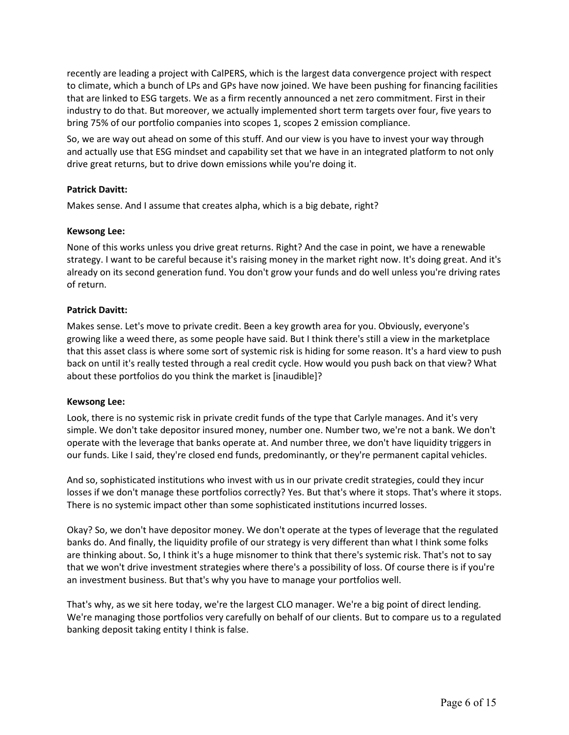recently are leading a project with CalPERS, which is the largest data convergence project with respect to climate, which a bunch of LPs and GPs have now joined. We have been pushing for financing facilities that are linked to ESG targets. We as a firm recently announced a net zero commitment. First in their industry to do that. But moreover, we actually implemented short term targets over four, five years to bring 75% of our portfolio companies into scopes 1, scopes 2 emission compliance.

So, we are way out ahead on some of this stuff. And our view is you have to invest your way through and actually use that ESG mindset and capability set that we have in an integrated platform to not only drive great returns, but to drive down emissions while you're doing it.

**Patrick Davitt:**

Makes sense. And I assume that creates alpha, which is a big debate, right?

**Kewsong Lee:**

None of this works unless you drive great returns. Right? And the case in point, we have a renewable strategy. I want to be careful because it's raising money in the market right now. It's doing great. And it's already on its second generation fund. You don't grow your funds and do well unless you're driving rates of return.

**Patrick Davitt:**

Makes sense. Let's move to private credit. Been a key growth area for you. Obviously, everyone's growing like a weed there, as some people have said. But I think there's still a view in the marketplace that this asset class is where some sort of systemic risk is hiding for some reason. It's a hard view to push back on until it's really tested through a real credit cycle. How would you push back on that view? What about these portfolios do you think the market is [inaudible]?

**Kewsong Lee:**

Look, there is no systemic risk in private credit funds of the type that Carlyle manages. And it's very simple. We don't take depositor insured money, number one. Number two, we're not a bank. We don't operate with the leverage that banks operate at. And number three, we don't have liquidity triggers in our funds. Like I said, they're closed end funds, predominantly, or they're permanent capital vehicles.

And so, sophisticated institutions who invest with us in our private credit strategies, could they incur losses if we don't manage these portfolios correctly? Yes. But that's where it stops. That's where it stops. There is no systemic impact other than some sophisticated institutions incurred losses.

Okay? So, we don't have depositor money. We don't operate at the types of leverage that the regulated banks do. And finally, the liquidity profile of our strategy is very different than what I think some folks are thinking about. So, I think it's a huge misnomer to think that there's systemic risk. That's not to say that we won't drive investment strategies where there's a possibility of loss. Of course there is if you're an investment business. But that's why you have to manage your portfolios well.

That's why, as we sit here today, we're the largest CLO manager. We're a big point of direct lending. We're managing those portfolios very carefully on behalf of our clients. But to compare us to a regulated banking deposit taking entity I think is false.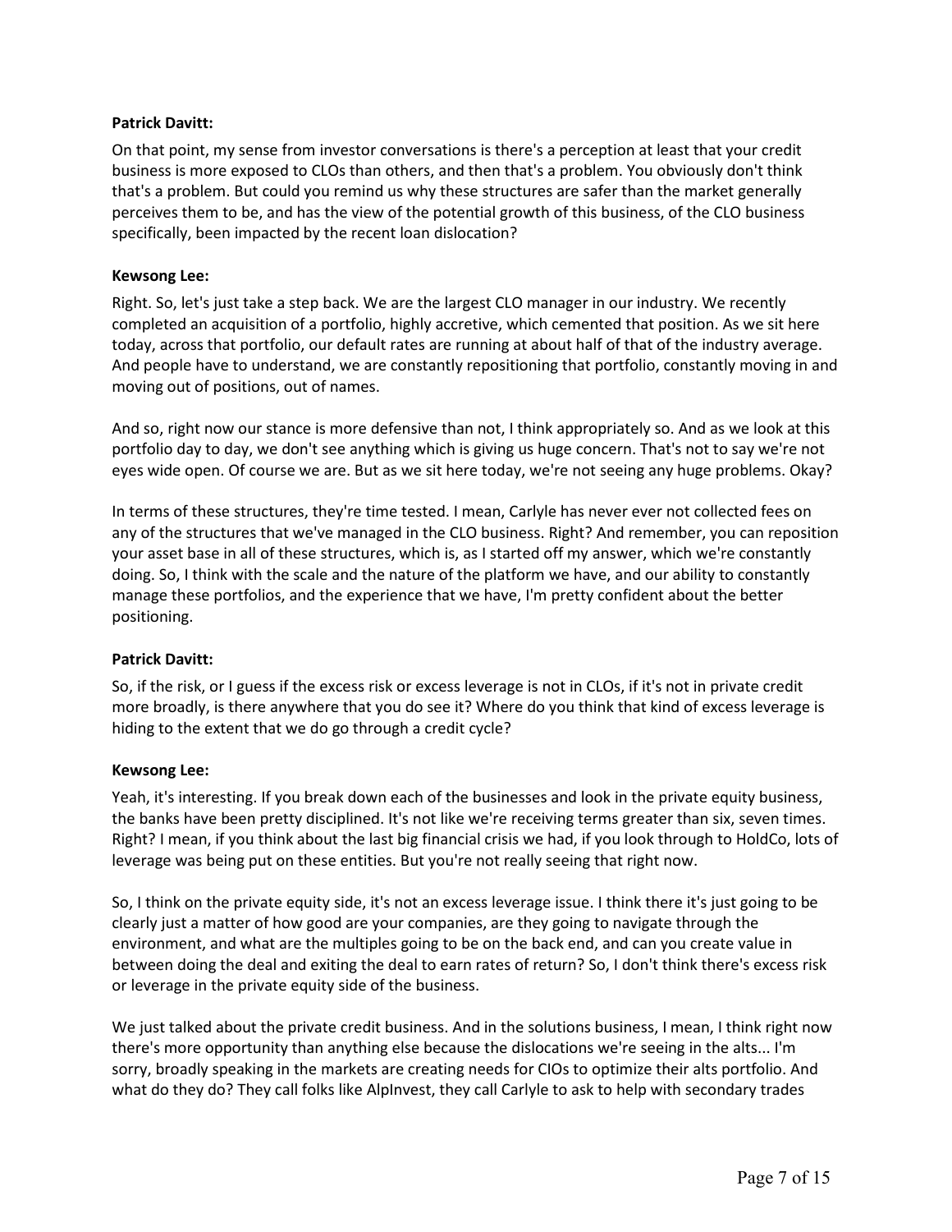**Patrick Davitt:**

On that point, my sense from investor conversations is there's a perception at least that your credit business is more exposed to CLOs than others, and then that's a problem. You obviously don't think that's a problem. But could you remind us why these structures are safer than the market generally perceives them to be, and has the view of the potential growth of this business, of the CLO business specifically, been impacted by the recent loan dislocation?

**Kewsong Lee:**

Right. So, let's just take a step back. We are the largest CLO manager in our industry. We recently completed an acquisition of a portfolio, highly accretive, which cemented that position. As we sit here today, across that portfolio, our default rates are running at about half of that of the industry average. And people have to understand, we are constantly repositioning that portfolio, constantly moving in and moving out of positions, out of names.

And so, right now our stance is more defensive than not, I think appropriately so. And as we look at this portfolio day to day, we don't see anything which is giving us huge concern. That's not to say we're not eyes wide open. Of course we are. But as we sit here today, we're not seeing any huge problems. Okay?

In terms of these structures, they're time tested. I mean, Carlyle has never ever not collected fees on any of the structures that we've managed in the CLO business. Right? And remember, you can reposition your asset base in all of these structures, which is, as I started off my answer, which we're constantly doing. So, I think with the scale and the nature of the platform we have, and our ability to constantly manage these portfolios, and the experience that we have, I'm pretty confident about the better positioning.

**Patrick Davitt:**

So, if the risk, or I guess if the excess risk or excess leverage is not in CLOs, if it's not in private credit more broadly, is there anywhere that you do see it? Where do you think that kind of excess leverage is hiding to the extent that we do go through a credit cycle?

**Kewsong Lee:**

Yeah, it's interesting. If you break down each of the businesses and look in the private equity business, the banks have been pretty disciplined. It's not like we're receiving terms greater than six, seven times. Right? I mean, if you think about the last big financial crisis we had, if you look through to HoldCo, lots of leverage was being put on these entities. But you're not really seeing that right now.

So, I think on the private equity side, it's not an excess leverage issue. I think there it's just going to be clearly just a matter of how good are your companies, are they going to navigate through the environment, and what are the multiples going to be on the back end, and can you create value in between doing the deal and exiting the deal to earn rates of return? So, I don't think there's excess risk or leverage in the private equity side of the business.

We just talked about the private credit business. And in the solutions business, I mean, I think right now there's more opportunity than anything else because the dislocations we're seeing in the alts... I'm sorry, broadly speaking in the markets are creating needs for CIOs to optimize their alts portfolio. And what do they do? They call folks like AlpInvest, they call Carlyle to ask to help with secondary trades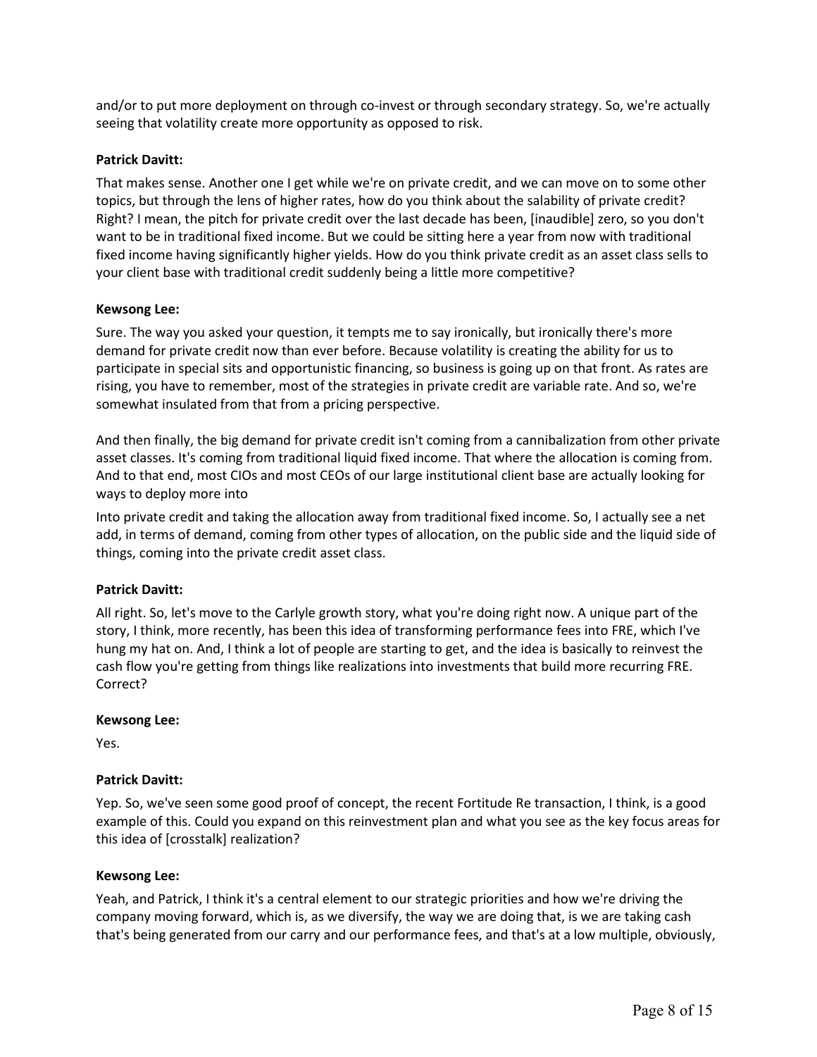and/or to put more deployment on through co-invest or through secondary strategy. So, we're actually seeing that volatility create more opportunity as opposed to risk.

**Patrick Davitt:**

That makes sense. Another one I get while we're on private credit, and we can move on to some other topics, but through the lens of higher rates, how do you think about the salability of private credit? Right? I mean, the pitch for private credit over the last decade has been, [inaudible] zero, so you don't want to be in traditional fixed income. But we could be sitting here a year from now with traditional fixed income having significantly higher yields. How do you think private credit as an asset class sells to your client base with traditional credit suddenly being a little more competitive?

**Kewsong Lee:**

Sure. The way you asked your question, it tempts me to say ironically, but ironically there's more demand for private credit now than ever before. Because volatility is creating the ability for us to participate in special sits and opportunistic financing, so business is going up on that front. As rates are rising, you have to remember, most of the strategies in private credit are variable rate. And so, we're somewhat insulated from that from a pricing perspective.

And then finally, the big demand for private credit isn't coming from a cannibalization from other private asset classes. It's coming from traditional liquid fixed income. That where the allocation is coming from. And to that end, most CIOs and most CEOs of our large institutional client base are actually looking for ways to deploy more into

Into private credit and taking the allocation away from traditional fixed income. So, I actually see a net add, in terms of demand, coming from other types of allocation, on the public side and the liquid side of things, coming into the private credit asset class.

**Patrick Davitt:**

All right. So, let's move to the Carlyle growth story, what you're doing right now. A unique part of the story, I think, more recently, has been this idea of transforming performance fees into FRE, which I've hung my hat on. And, I think a lot of people are starting to get, and the idea is basically to reinvest the cash flow you're getting from things like realizations into investments that build more recurring FRE. Correct?

**Kewsong Lee:**

Yes.

**Patrick Davitt:**

Yep. So, we've seen some good proof of concept, the recent Fortitude Re transaction, I think, is a good example of this. Could you expand on this reinvestment plan and what you see as the key focus areas for this idea of [crosstalk] realization?

**Kewsong Lee:**

Yeah, and Patrick, I think it's a central element to our strategic priorities and how we're driving the company moving forward, which is, as we diversify, the way we are doing that, is we are taking cash that's being generated from our carry and our performance fees, and that's at a low multiple, obviously,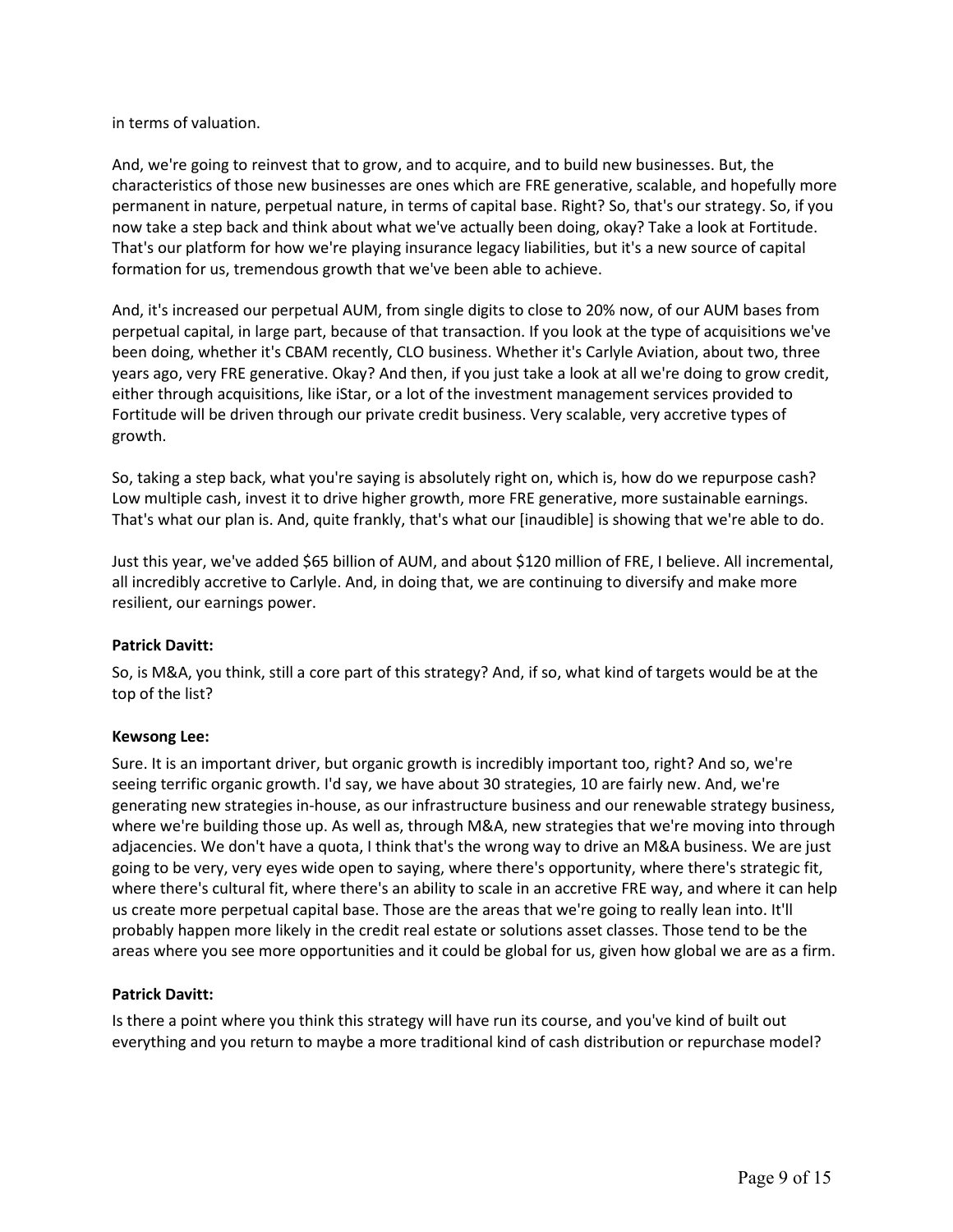in terms of valuation.

And, we're going to reinvest that to grow, and to acquire, and to build new businesses. But, the characteristics of those new businesses are ones which are FRE generative, scalable, and hopefully more permanent in nature, perpetual nature, in terms of capital base. Right? So, that's our strategy. So, if you now take a step back and think about what we've actually been doing, okay? Take a look at Fortitude. That's our platform for how we're playing insurance legacy liabilities, but it's a new source of capital formation for us, tremendous growth that we've been able to achieve.

And, it's increased our perpetual AUM, from single digits to close to 20% now, of our AUM bases from perpetual capital, in large part, because of that transaction. If you look at the type of acquisitions we've been doing, whether it's CBAM recently, CLO business. Whether it's Carlyle Aviation, about two, three years ago, very FRE generative. Okay? And then, if you just take a look at all we're doing to grow credit, either through acquisitions, like iStar, or a lot of the investment management services provided to Fortitude will be driven through our private credit business. Very scalable, very accretive types of growth.

So, taking a step back, what you're saying is absolutely right on, which is, how do we repurpose cash? Low multiple cash, invest it to drive higher growth, more FRE generative, more sustainable earnings. That's what our plan is. And, quite frankly, that's what our [inaudible] is showing that we're able to do.

Just this year, we've added $65 billion of AUM, and about $120 million of FRE, I believe. All incremental, all incredibly accretive to Carlyle. And, in doing that, we are continuing to diversify and make more resilient, our earnings power.

**Patrick Davitt:**

So, is M&A, you think, still a core part of this strategy? And, if so, what kind of targets would be at the top of the list?

**Kewsong Lee:**

Sure. It is an important driver, but organic growth is incredibly important too, right? And so, we're seeing terrific organic growth. I'd say, we have about 30 strategies, 10 are fairly new. And, we're generating new strategies in-house, as our infrastructure business and our renewable strategy business, where we're building those up. As well as, through M&A, new strategies that we're moving into through adjacencies. We don't have a quota, I think that's the wrong way to drive an M&A business. We are just going to be very, very eyes wide open to saying, where there's opportunity, where there's strategic fit, where there's cultural fit, where there's an ability to scale in an accretive FRE way, and where it can help us create more perpetual capital base. Those are the areas that we're going to really lean into. It'll probably happen more likely in the credit real estate or solutions asset classes. Those tend to be the areas where you see more opportunities and it could be global for us, given how global we are as a firm.

**Patrick Davitt:**

Is there a point where you think this strategy will have run its course, and you've kind of built out everything and you return to maybe a more traditional kind of cash distribution or repurchase model?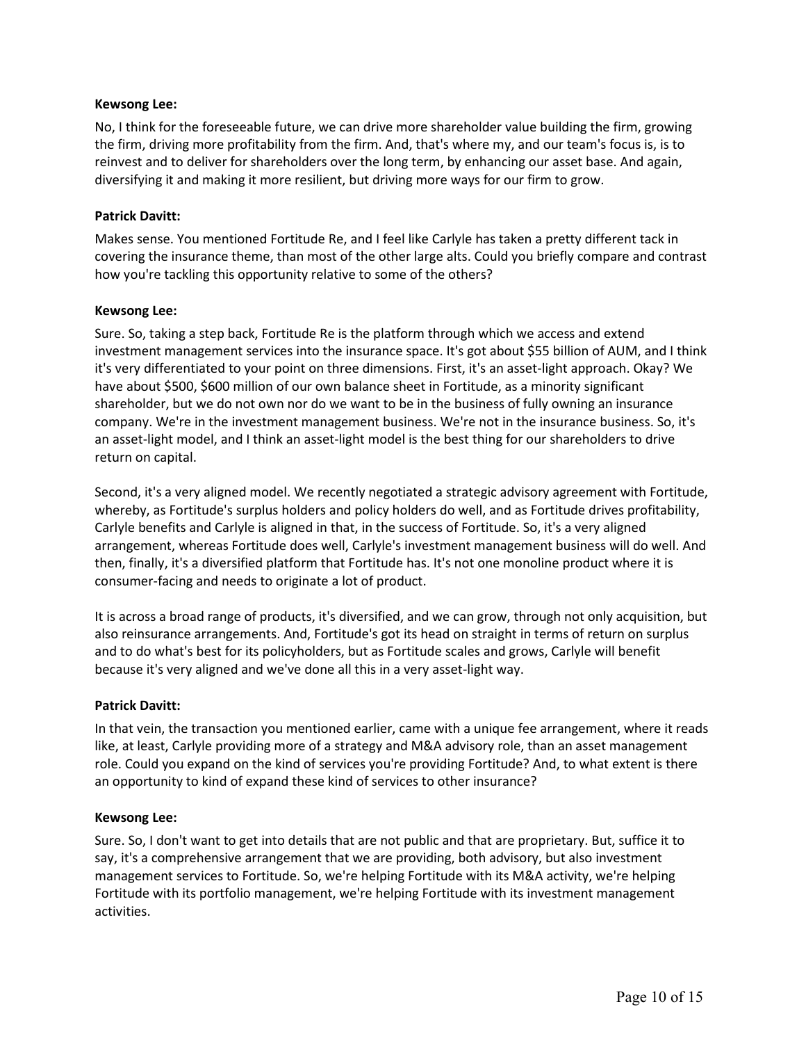**Kewsong Lee:**

No, I think for the foreseeable future, we can drive more shareholder value building the firm, growing the firm, driving more profitability from the firm. And, that's where my, and our team's focus is, is to reinvest and to deliver for shareholders over the long term, by enhancing our asset base. And again, diversifying it and making it more resilient, but driving more ways for our firm to grow.

**Patrick Davitt:**

Makes sense. You mentioned Fortitude Re, and I feel like Carlyle has taken a pretty different tack in covering the insurance theme, than most of the other large alts. Could you briefly compare and contrast how you're tackling this opportunity relative to some of the others?

**Kewsong Lee:**

Sure. So, taking a step back, Fortitude Re is the platform through which we access and extend investment management services into the insurance space. It's got about $55 billion of AUM, and I think it's very differentiated to your point on three dimensions. First, it's an asset-light approach. Okay? We have about $500, $600 million of our own balance sheet in Fortitude, as a minority significant shareholder, but we do not own nor do we want to be in the business of fully owning an insurance company. We're in the investment management business. We're not in the insurance business. So, it's an asset-light model, and I think an asset-light model is the best thing for our shareholders to drive return on capital.

Second, it's a very aligned model. We recently negotiated a strategic advisory agreement with Fortitude, whereby, as Fortitude's surplus holders and policy holders do well, and as Fortitude drives profitability, Carlyle benefits and Carlyle is aligned in that, in the success of Fortitude. So, it's a very aligned arrangement, whereas Fortitude does well, Carlyle's investment management business will do well. And then, finally, it's a diversified platform that Fortitude has. It's not one monoline product where it is consumer-facing and needs to originate a lot of product.

It is across a broad range of products, it's diversified, and we can grow, through not only acquisition, but also reinsurance arrangements. And, Fortitude's got its head on straight in terms of return on surplus and to do what's best for its policyholders, but as Fortitude scales and grows, Carlyle will benefit because it's very aligned and we've done all this in a very asset-light way.

**Patrick Davitt:**

In that vein, the transaction you mentioned earlier, came with a unique fee arrangement, where it reads like, at least, Carlyle providing more of a strategy and M&A advisory role, than an asset management role. Could you expand on the kind of services you're providing Fortitude? And, to what extent is there an opportunity to kind of expand these kind of services to other insurance?

**Kewsong Lee:**

Sure. So, I don't want to get into details that are not public and that are proprietary. But, suffice it to say, it's a comprehensive arrangement that we are providing, both advisory, but also investment management services to Fortitude. So, we're helping Fortitude with its M&A activity, we're helping Fortitude with its portfolio management, we're helping Fortitude with its investment management activities.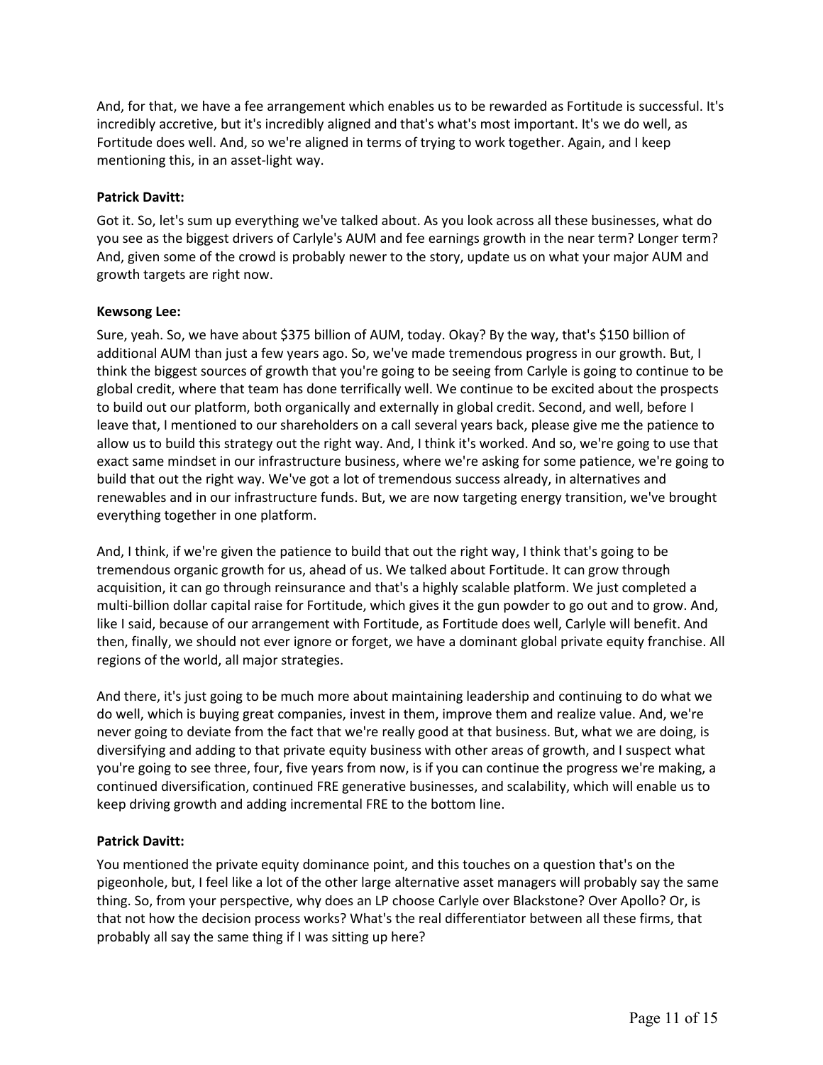And, for that, we have a fee arrangement which enables us to be rewarded as Fortitude is successful. It's incredibly accretive, but it's incredibly aligned and that's what's most important. It's we do well, as Fortitude does well. And, so we're aligned in terms of trying to work together. Again, and I keep mentioning this, in an asset-light way.

**Patrick Davitt:**

Got it. So, let's sum up everything we've talked about. As you look across all these businesses, what do you see as the biggest drivers of Carlyle's AUM and fee earnings growth in the near term? Longer term? And, given some of the crowd is probably newer to the story, update us on what your major AUM and growth targets are right now.

**Kewsong Lee:**

Sure, yeah. So, we have about $375 billion of AUM, today. Okay? By the way, that's $150 billion of additional AUM than just a few years ago. So, we've made tremendous progress in our growth. But, I think the biggest sources of growth that you're going to be seeing from Carlyle is going to continue to be global credit, where that team has done terrifically well. We continue to be excited about the prospects to build out our platform, both organically and externally in global credit. Second, and well, before I leave that, I mentioned to our shareholders on a call several years back, please give me the patience to allow us to build this strategy out the right way. And, I think it's worked. And so, we're going to use that exact same mindset in our infrastructure business, where we're asking for some patience, we're going to build that out the right way. We've got a lot of tremendous success already, in alternatives and renewables and in our infrastructure funds. But, we are now targeting energy transition, we've brought everything together in one platform.

And, I think, if we're given the patience to build that out the right way, I think that's going to be tremendous organic growth for us, ahead of us. We talked about Fortitude. It can grow through acquisition, it can go through reinsurance and that's a highly scalable platform. We just completed a multi-billion dollar capital raise for Fortitude, which gives it the gun powder to go out and to grow. And, like I said, because of our arrangement with Fortitude, as Fortitude does well, Carlyle will benefit. And then, finally, we should not ever ignore or forget, we have a dominant global private equity franchise. All regions of the world, all major strategies.

And there, it's just going to be much more about maintaining leadership and continuing to do what we do well, which is buying great companies, invest in them, improve them and realize value. And, we're never going to deviate from the fact that we're really good at that business. But, what we are doing, is diversifying and adding to that private equity business with other areas of growth, and I suspect what you're going to see three, four, five years from now, is if you can continue the progress we're making, a continued diversification, continued FRE generative businesses, and scalability, which will enable us to keep driving growth and adding incremental FRE to the bottom line.

**Patrick Davitt:**

You mentioned the private equity dominance point, and this touches on a question that's on the pigeonhole, but, I feel like a lot of the other large alternative asset managers will probably say the same thing. So, from your perspective, why does an LP choose Carlyle over Blackstone? Over Apollo? Or, is that not how the decision process works? What's the real differentiator between all these firms, that probably all say the same thing if I was sitting up here?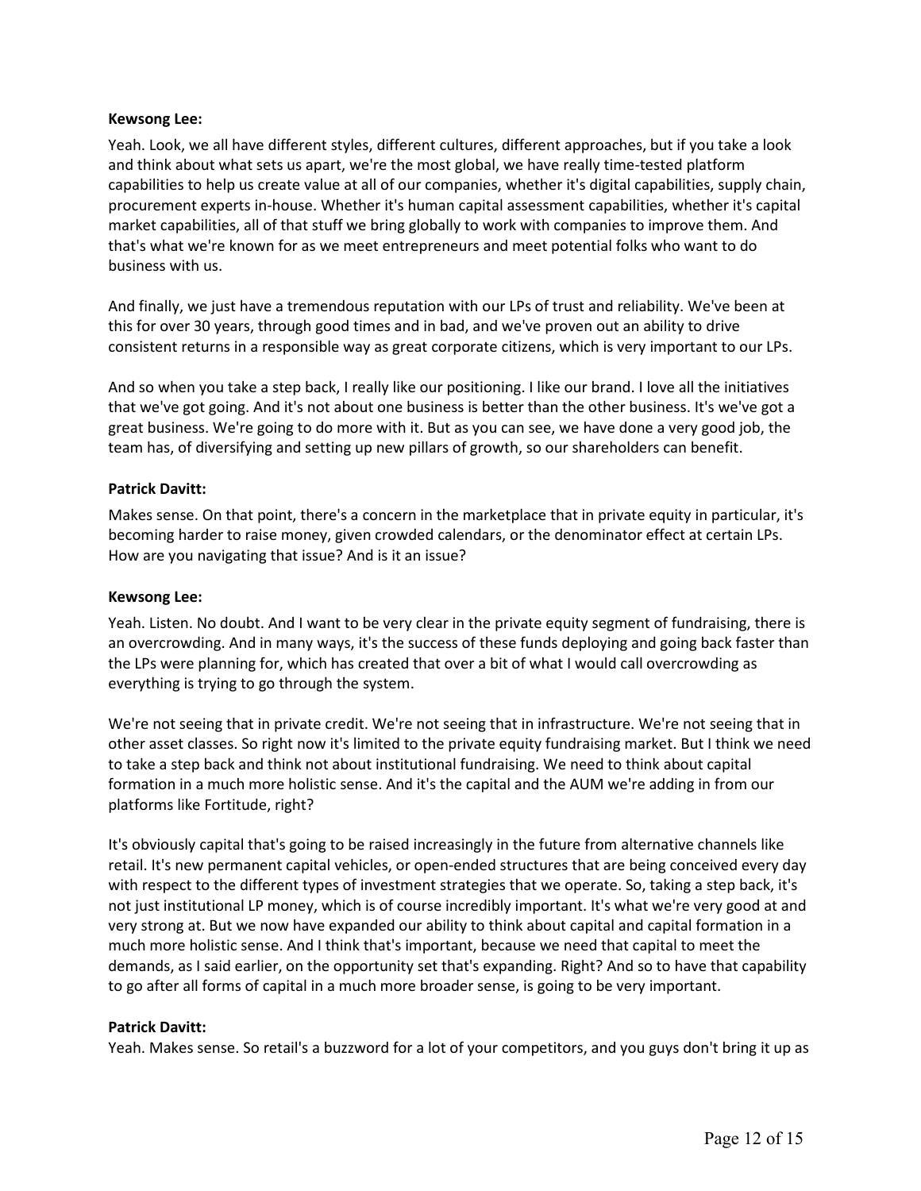**Kewsong Lee:**

Yeah. Look, we all have different styles, different cultures, different approaches, but if you take a look and think about what sets us apart, we're the most global, we have really time-tested platform capabilities to help us create value at all of our companies, whether it's digital capabilities, supply chain, procurement experts in-house. Whether it's human capital assessment capabilities, whether it's capital market capabilities, all of that stuff we bring globally to work with companies to improve them. And that's what we're known for as we meet entrepreneurs and meet potential folks who want to do business with us.

And finally, we just have a tremendous reputation with our LPs of trust and reliability. We've been at this for over 30 years, through good times and in bad, and we've proven out an ability to drive consistent returns in a responsible way as great corporate citizens, which is very important to our LPs.

And so when you take a step back, I really like our positioning. I like our brand. I love all the initiatives that we've got going. And it's not about one business is better than the other business. It's we've got a great business. We're going to do more with it. But as you can see, we have done a very good job, the team has, of diversifying and setting up new pillars of growth, so our shareholders can benefit.

**Patrick Davitt:**

Makes sense. On that point, there's a concern in the marketplace that in private equity in particular, it's becoming harder to raise money, given crowded calendars, or the denominator effect at certain LPs. How are you navigating that issue? And is it an issue?

**Kewsong Lee:**

Yeah. Listen. No doubt. And I want to be very clear in the private equity segment of fundraising, there is an overcrowding. And in many ways, it's the success of these funds deploying and going back faster than the LPs were planning for, which has created that over a bit of what I would call overcrowding as everything is trying to go through the system.

We're not seeing that in private credit. We're not seeing that in infrastructure. We're not seeing that in other asset classes. So right now it's limited to the private equity fundraising market. But I think we need to take a step back and think not about institutional fundraising. We need to think about capital formation in a much more holistic sense. And it's the capital and the AUM we're adding in from our platforms like Fortitude, right?

It's obviously capital that's going to be raised increasingly in the future from alternative channels like retail. It's new permanent capital vehicles, or open-ended structures that are being conceived every day with respect to the different types of investment strategies that we operate. So, taking a step back, it's not just institutional LP money, which is of course incredibly important. It's what we're very good at and very strong at. But we now have expanded our ability to think about capital and capital formation in a much more holistic sense. And I think that's important, because we need that capital to meet the demands, as I said earlier, on the opportunity set that's expanding. Right? And so to have that capability to go after all forms of capital in a much more broader sense, is going to be very important.

**Patrick Davitt:**

Yeah. Makes sense. So retail's a buzzword for a lot of your competitors, and you guys don't bring it up as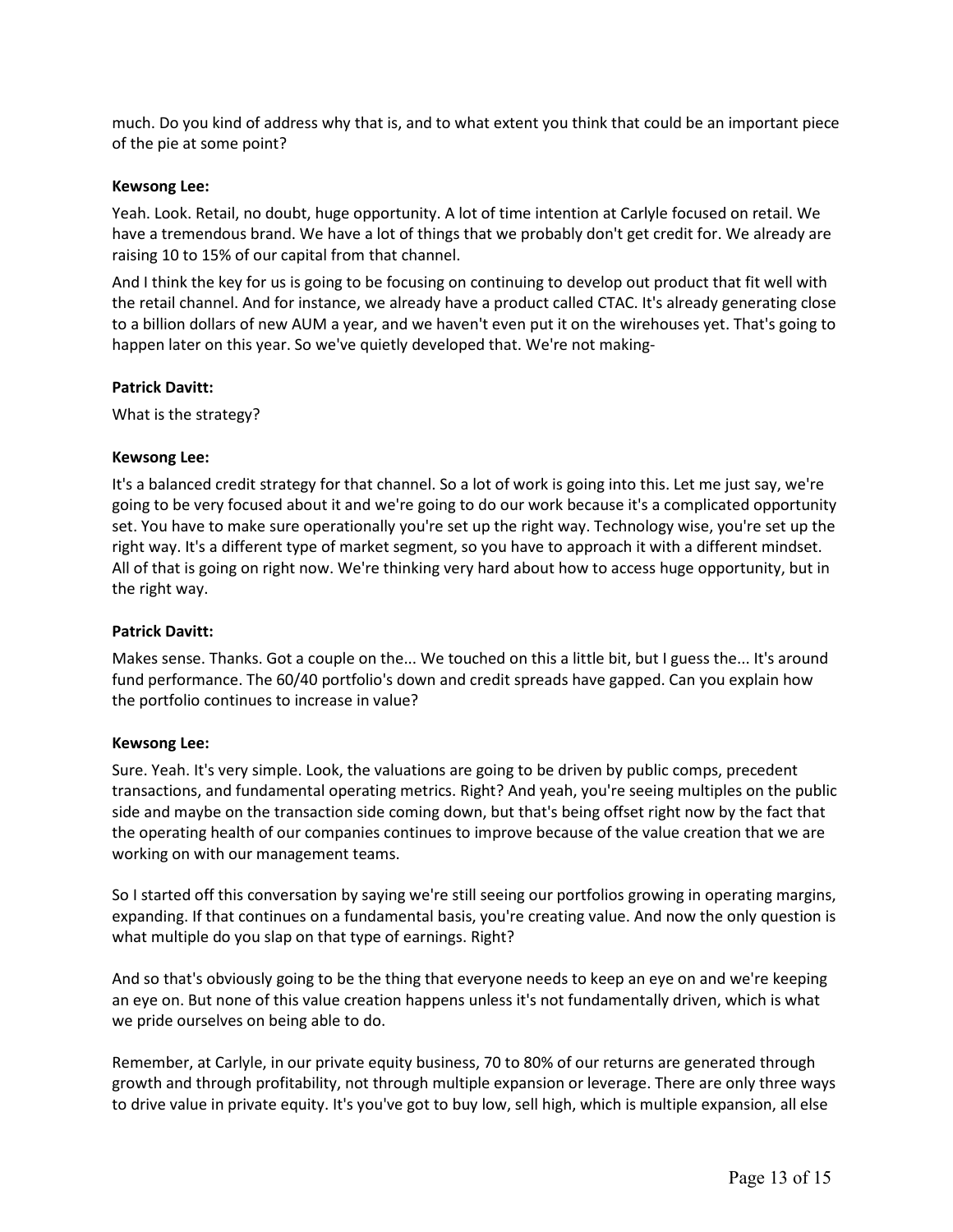much. Do you kind of address why that is, and to what extent you think that could be an important piece of the pie at some point?

**Kewsong Lee:**

Yeah. Look. Retail, no doubt, huge opportunity. A lot of time intention at Carlyle focused on retail. We have a tremendous brand. We have a lot of things that we probably don't get credit for. We already are raising 10 to 15% of our capital from that channel.

And I think the key for us is going to be focusing on continuing to develop out product that fit well with the retail channel. And for instance, we already have a product called CTAC. It's already generating close to a billion dollars of new AUM a year, and we haven't even put it on the wirehouses yet. That's going to happen later on this year. So we've quietly developed that. We're not making-

**Patrick Davitt:**

What is the strategy?

**Kewsong Lee:**

It's a balanced credit strategy for that channel. So a lot of work is going into this. Let me just say, we're going to be very focused about it and we're going to do our work because it's a complicated opportunity set. You have to make sure operationally you're set up the right way. Technology wise, you're set up the right way. It's a different type of market segment, so you have to approach it with a different mindset. All of that is going on right now. We're thinking very hard about how to access huge opportunity, but in the right way.

**Patrick Davitt:**

Makes sense. Thanks. Got a couple on the... We touched on this a little bit, but I guess the... It's around fund performance. The 60/40 portfolio's down and credit spreads have gapped. Can you explain how the portfolio continues to increase in value?

**Kewsong Lee:**

Sure. Yeah. It's very simple. Look, the valuations are going to be driven by public comps, precedent transactions, and fundamental operating metrics. Right? And yeah, you're seeing multiples on the public side and maybe on the transaction side coming down, but that's being offset right now by the fact that the operating health of our companies continues to improve because of the value creation that we are working on with our management teams.

So I started off this conversation by saying we're still seeing our portfolios growing in operating margins, expanding. If that continues on a fundamental basis, you're creating value. And now the only question is what multiple do you slap on that type of earnings. Right?

And so that's obviously going to be the thing that everyone needs to keep an eye on and we're keeping an eye on. But none of this value creation happens unless it's not fundamentally driven, which is what we pride ourselves on being able to do.

Remember, at Carlyle, in our private equity business, 70 to 80% of our returns are generated through growth and through profitability, not through multiple expansion or leverage. There are only three ways to drive value in private equity. It's you've got to buy low, sell high, which is multiple expansion, all else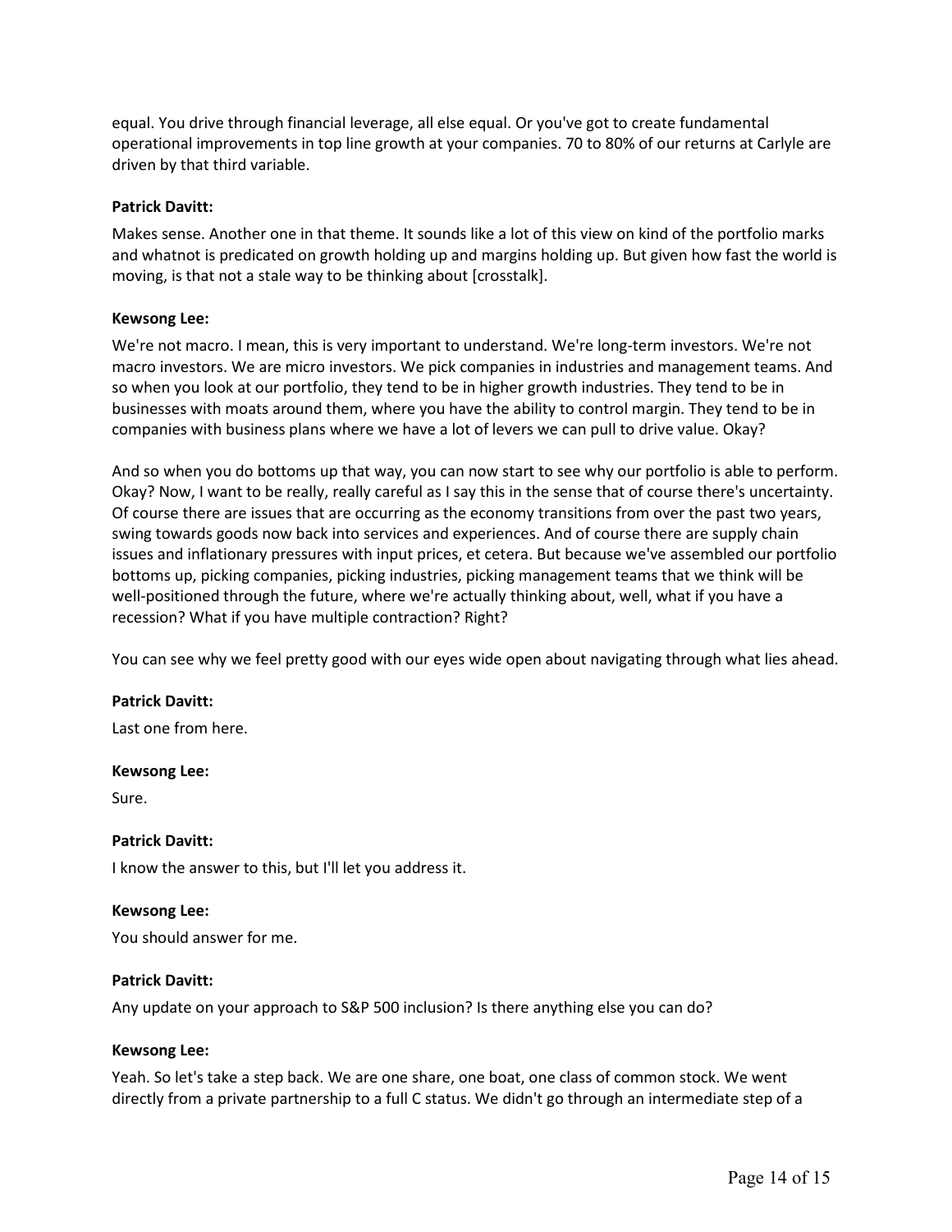equal. You drive through financial leverage, all else equal. Or you've got to create fundamental operational improvements in top line growth at your companies. 70 to 80% of our returns at Carlyle are driven by that third variable.

**Patrick Davitt:**

Makes sense. Another one in that theme. It sounds like a lot of this view on kind of the portfolio marks and whatnot is predicated on growth holding up and margins holding up. But given how fast the world is moving, is that not a stale way to be thinking about [crosstalk].

**Kewsong Lee:**

We're not macro. I mean, this is very important to understand. We're long-term investors. We're not macro investors. We are micro investors. We pick companies in industries and management teams. And so when you look at our portfolio, they tend to be in higher growth industries. They tend to be in businesses with moats around them, where you have the ability to control margin. They tend to be in companies with business plans where we have a lot of levers we can pull to drive value. Okay?

And so when you do bottoms up that way, you can now start to see why our portfolio is able to perform. Okay? Now, I want to be really, really careful as I say this in the sense that of course there's uncertainty. Of course there are issues that are occurring as the economy transitions from over the past two years, swing towards goods now back into services and experiences. And of course there are supply chain issues and inflationary pressures with input prices, et cetera. But because we've assembled our portfolio bottoms up, picking companies, picking industries, picking management teams that we think will be well-positioned through the future, where we're actually thinking about, well, what if you have a recession? What if you have multiple contraction? Right?

You can see why we feel pretty good with our eyes wide open about navigating through what lies ahead.

**Patrick Davitt:**

Last one from here.

**Kewsong Lee:**

Sure.

**Patrick Davitt:**

I know the answer to this, but I'll let you address it.

**Kewsong Lee:**

You should answer for me.

**Patrick Davitt:**

Any update on your approach to S&P 500 inclusion? Is there anything else you can do?

**Kewsong Lee:**

Yeah. So let's take a step back. We are one share, one boat, one class of common stock. We went directly from a private partnership to a full C status. We didn't go through an intermediate step of a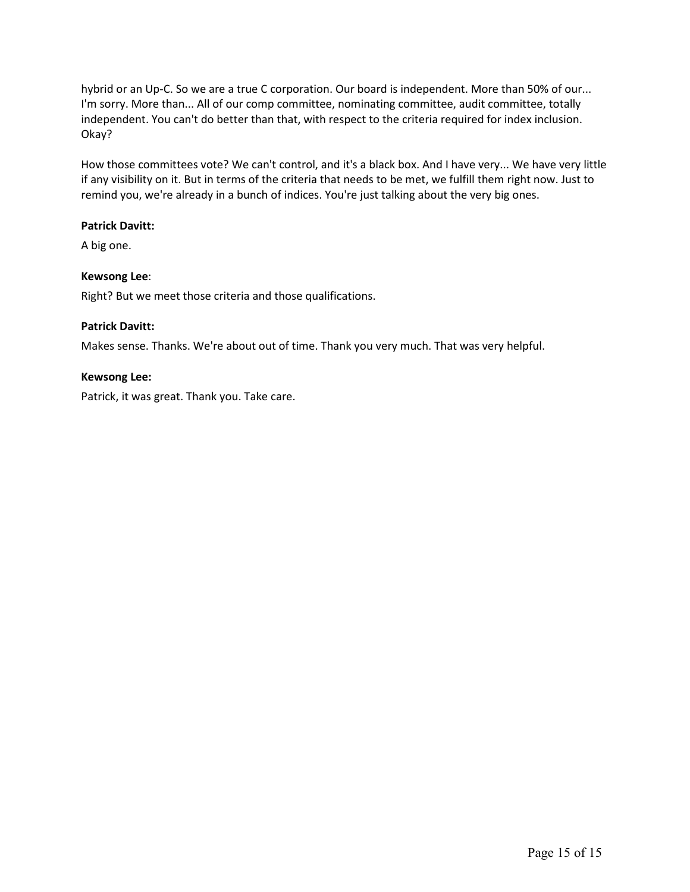hybrid or an Up-C. So we are a true C corporation. Our board is independent. More than 50% of our... I'm sorry. More than... All of our comp committee, nominating committee, audit committee, totally independent. You can't do better than that, with respect to the criteria required for index inclusion. Okay?

How those committees vote? We can't control, and it's a black box. And I have very... We have very little if any visibility on it. But in terms of the criteria that needs to be met, we fulfill them right now. Just to remind you, we're already in a bunch of indices. You're just talking about the very big ones.

**Patrick Davitt:**

A big one.

**Kewsong Lee**:

Right? But we meet those criteria and those qualifications.

**Patrick Davitt:**

Makes sense. Thanks. We're about out of time. Thank you very much. That was very helpful.

**Kewsong Lee:**

Patrick, it was great. Thank you. Take care.